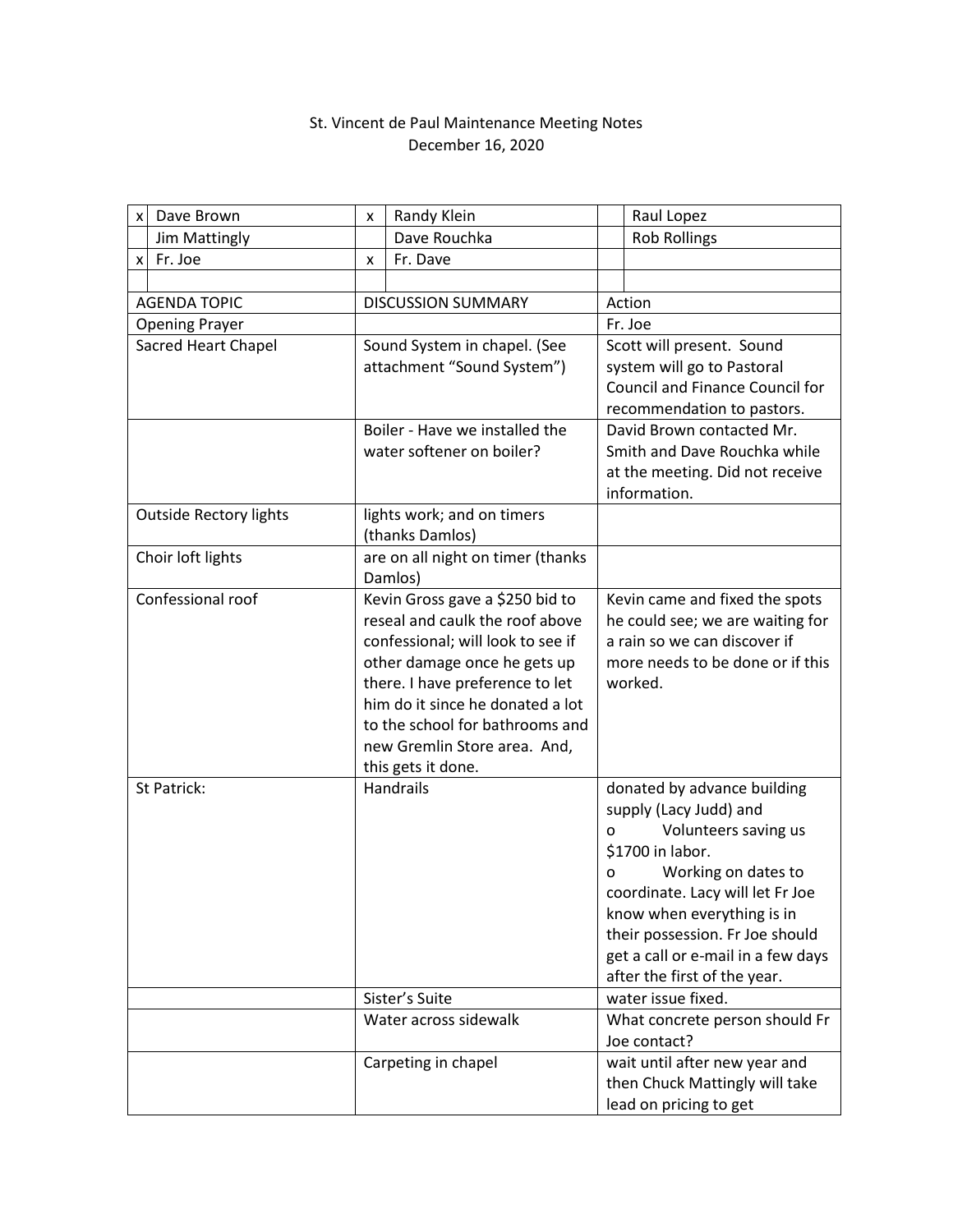St. Vincent de Paul Maintenance Meeting Notes
December 16, 2020

| | | | | | |
|---|---|---|---|---|---|
| x | Dave Brown | x | Randy Klein | | Raul Lopez |
| | Jim Mattingly | | Dave Rouchka | | Rob Rollings |
| x | Fr. Joe | x | Fr. Dave | | |
| | | | | | |

| AGENDA TOPIC | DISCUSSION SUMMARY | Action |
|---|---|---|
| Opening Prayer | | Fr. Joe |
| Sacred Heart Chapel | Sound System in chapel. (See attachment "Sound System") | Scott will present. Sound system will go to Pastoral Council and Finance Council for recommendation to pastors. |
| | Boiler - Have we installed the water softener on boiler? | David Brown contacted Mr. Smith and Dave Rouchka while at the meeting. Did not receive information. |
| Outside Rectory lights | lights work; and on timers (thanks Damlos) | |
| Choir loft lights | are on all night on timer (thanks Damlos) | |
| Confessional roof | Kevin Gross gave a $250 bid to reseal and caulk the roof above confessional; will look to see if other damage once he gets up there. I have preference to let him do it since he donated a lot to the school for bathrooms and new Gremlin Store area. And, this gets it done. | Kevin came and fixed the spots he could see; we are waiting for a rain so we can discover if more needs to be done or if this worked. |
| St Patrick: | Handrails | donated by advance building supply (Lacy Judd) and<br>o Volunteers saving us $1700 in labor.<br>o Working on dates to coordinate. Lacy will let Fr Joe know when everything is in their possession. Fr Joe should get a call or e-mail in a few days after the first of the year. |
| | Sister's Suite | water issue fixed. |
| | Water across sidewalk | What concrete person should Fr Joe contact? |
| | Carpeting in chapel | wait until after new year and then Chuck Mattingly will take lead on pricing to get |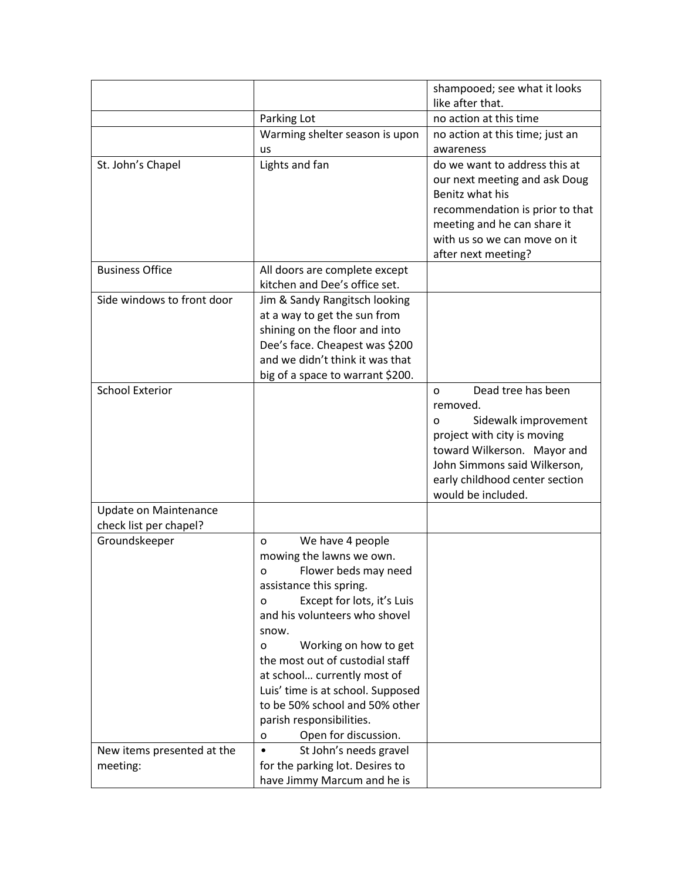| | | |
|---|---|---|
| | | shampooed; see what it looks like after that. |
| | Parking Lot | no action at this time |
| | Warming shelter season is upon us | no action at this time; just an awareness |
| St. John's Chapel | Lights and fan | do we want to address this at our next meeting and ask Doug Benitz what his recommendation is prior to that meeting and he can share it with us so we can move on it after next meeting? |
| Business Office | All doors are complete except kitchen and Dee's office set. | |
| Side windows to front door | Jim & Sandy Rangitsch looking at a way to get the sun from shining on the floor and into Dee's face. Cheapest was $200 and we didn't think it was that big of a space to warrant $200. | |
| School Exterior | | o Dead tree has been removed.<br>o Sidewalk improvement project with city is moving toward Wilkerson. Mayor and John Simmons said Wilkerson, early childhood center section would be included. |
| Update on Maintenance check list per chapel? | | |
| Groundskeeper | o We have 4 people mowing the lawns we own.<br>o Flower beds may need assistance this spring.<br>o Except for lots, it's Luis and his volunteers who shovel snow.<br>o Working on how to get the most out of custodial staff at school… currently most of Luis' time is at school. Supposed to be 50% school and 50% other parish responsibilities.<br>o Open for discussion. | |
| New items presented at the meeting: | • St John's needs gravel for the parking lot. Desires to have Jimmy Marcum and he is | |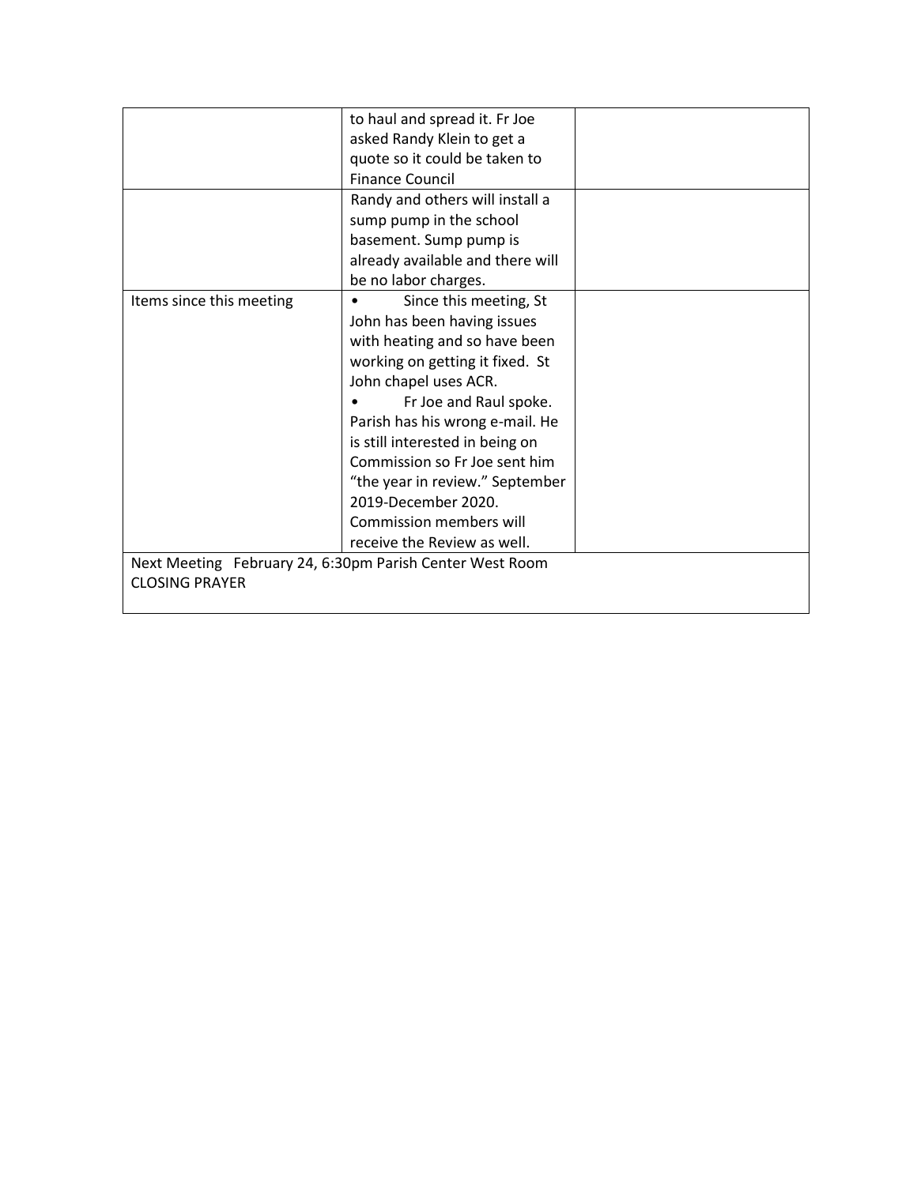| | | |
|---|---|---|
| | to haul and spread it. Fr Joe asked Randy Klein to get a quote so it could be taken to Finance Council | |
| | Randy and others will install a sump pump in the school basement. Sump pump is already available and there will be no labor charges. | |
| Items since this meeting | • Since this meeting, St John has been having issues with heating and so have been working on getting it fixed. St John chapel uses ACR.<br>• Fr Joe and Raul spoke. Parish has his wrong e-mail. He is still interested in being on Commission so Fr Joe sent him "the year in review." September 2019-December 2020. Commission members will receive the Review as well. | |
| Next Meeting February 24, 6:30pm Parish Center West Room<br>CLOSING PRAYER | | |